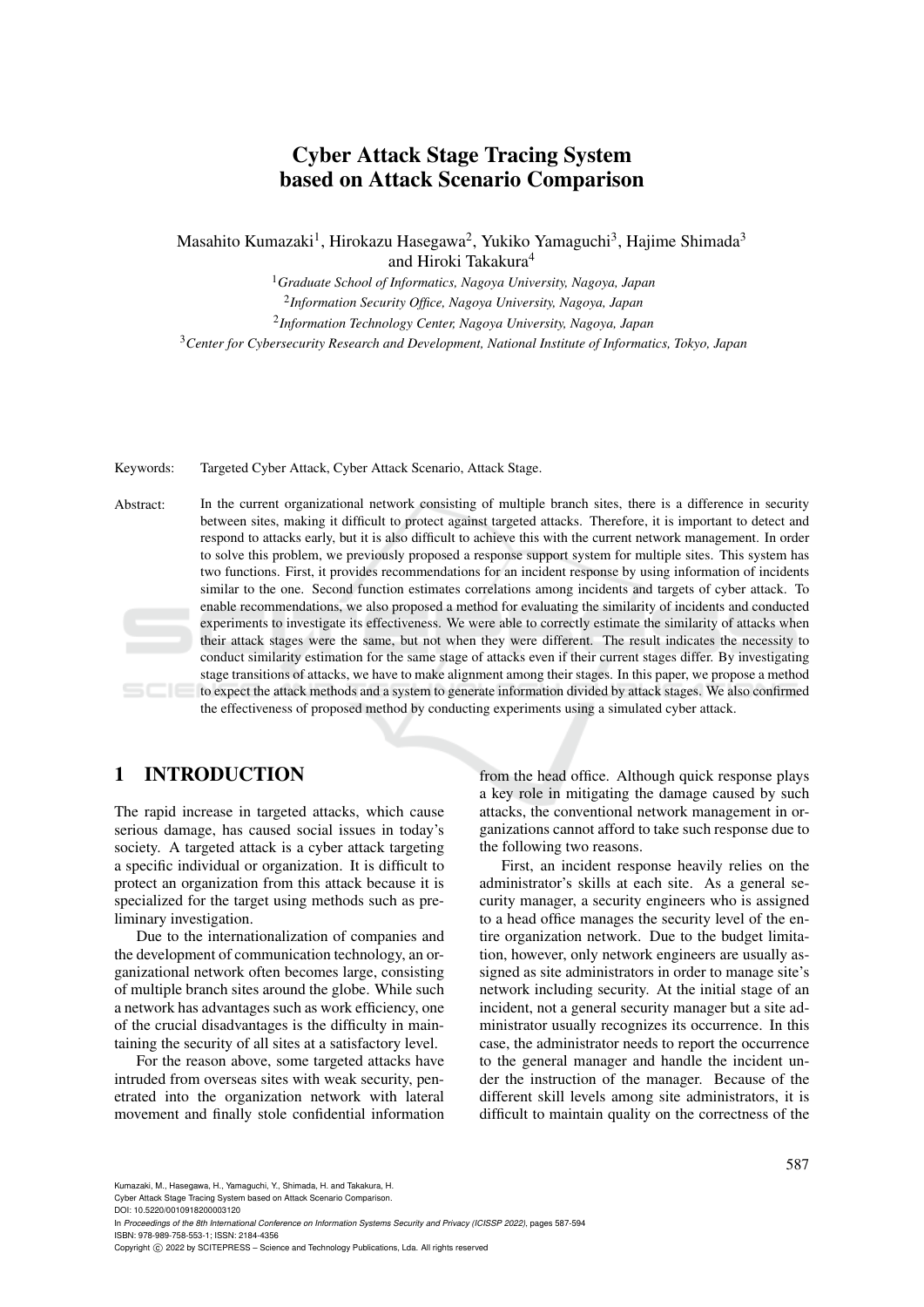# Cyber Attack Stage Tracing System based on Attack Scenario Comparison

Masahito Kumazaki[1], Hirokazu Hasegawa[2], Yukiko Yamaguchi[3], Hajime Shimada[3] and Hiroki Takakura[4]

[1] *Graduate School of Informatics, Nagoya University, Nagoya, Japan*
[2] *Information Security Office, Nagoya University, Nagoya, Japan*
[2] *Information Technology Center, Nagoya University, Nagoya, Japan*
[3] *Center for Cybersecurity Research and Development, National Institute of Informatics, Tokyo, Japan*

Keywords: Targeted Cyber Attack, Cyber Attack Scenario, Attack Stage.

Abstract: In the current organizational network consisting of multiple branch sites, there is a difference in security between sites, making it difficult to protect against targeted attacks. Therefore, it is important to detect and respond to attacks early, but it is also difficult to achieve this with the current network management. In order to solve this problem, we previously proposed a response support system for multiple sites. This system has two functions. First, it provides recommendations for an incident response by using information of incidents similar to the one. Second function estimates correlations among incidents and targets of cyber attack. To enable recommendations, we also proposed a method for evaluating the similarity of incidents and conducted experiments to investigate its effectiveness. We were able to correctly estimate the similarity of attacks when their attack stages were the same, but not when they were different. The result indicates the necessity to conduct similarity estimation for the same stage of attacks even if their current stages differ. By investigating stage transitions of attacks, we have to make alignment among their stages. In this paper, we propose a method to expect the attack methods and a system to generate information divided by attack stages. We also confirmed the effectiveness of proposed method by conducting experiments using a simulated cyber attack.

## 1 INTRODUCTION

The rapid increase in targeted attacks, which cause serious damage, has caused social issues in today's society. A targeted attack is a cyber attack targeting a specific individual or organization. It is difficult to protect an organization from this attack because it is specialized for the target using methods such as preliminary investigation.

Due to the internationalization of companies and the development of communication technology, an organizational network often becomes large, consisting of multiple branch sites around the globe. While such a network has advantages such as work efficiency, one of the crucial disadvantages is the difficulty in maintaining the security of all sites at a satisfactory level.

For the reason above, some targeted attacks have intruded from overseas sites with weak security, penetrated into the organization network with lateral movement and finally stole confidential information from the head office. Although quick response plays a key role in mitigating the damage caused by such attacks, the conventional network management in organizations cannot afford to take such response due to the following two reasons.

First, an incident response heavily relies on the administrator's skills at each site. As a general security manager, a security engineers who is assigned to a head office manages the security level of the entire organization network. Due to the budget limitation, however, only network engineers are usually assigned as site administrators in order to manage site's network including security. At the initial stage of an incident, not a general security manager but a site administrator usually recognizes its occurrence. In this case, the administrator needs to report the occurrence to the general manager and handle the incident under the instruction of the manager. Because of the different skill levels among site administrators, it is difficult to maintain quality on the correctness of the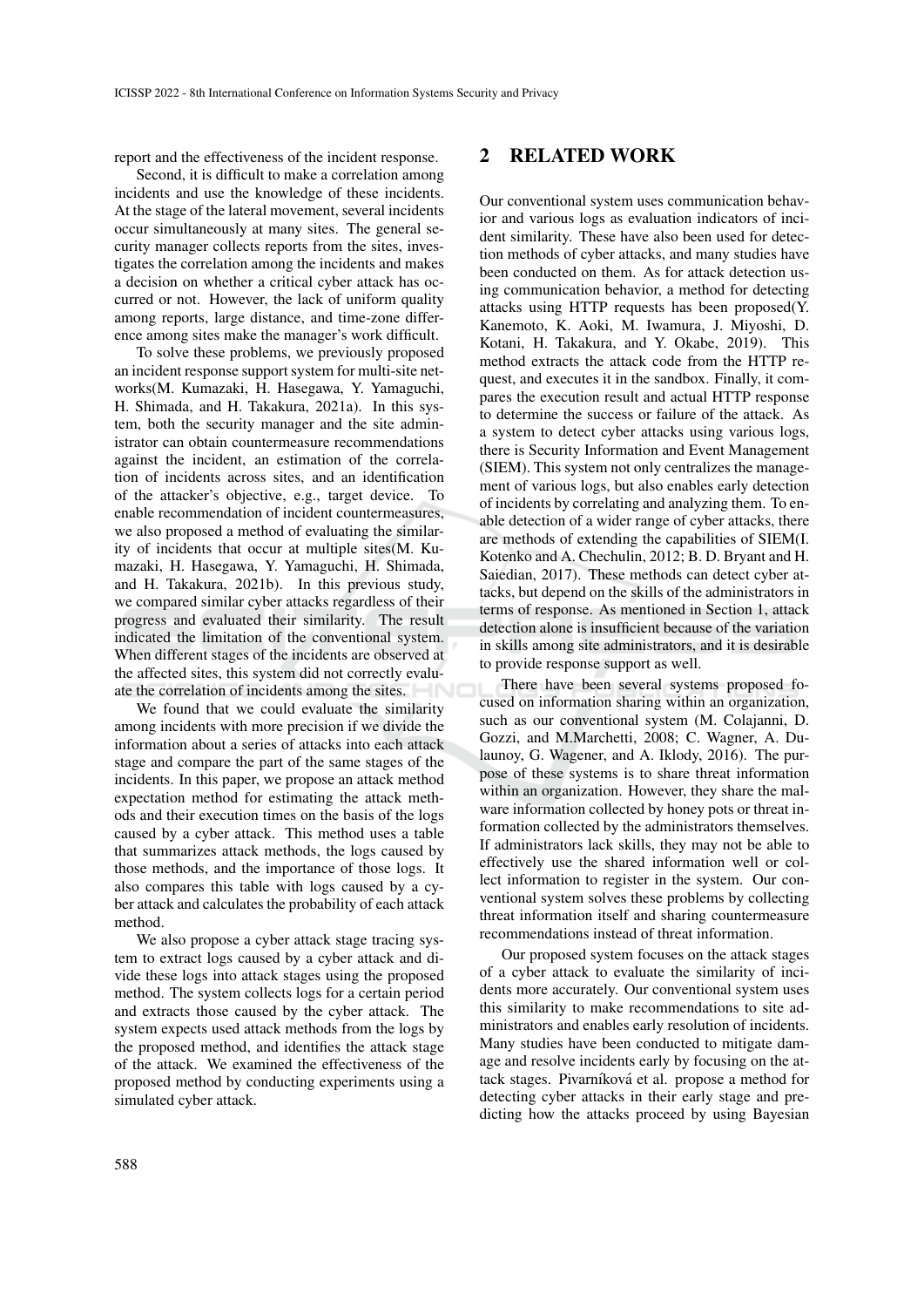report and the effectiveness of the incident response.

Second, it is difficult to make a correlation among incidents and use the knowledge of these incidents. At the stage of the lateral movement, several incidents occur simultaneously at many sites. The general security manager collects reports from the sites, investigates the correlation among the incidents and makes a decision on whether a critical cyber attack has occurred or not. However, the lack of uniform quality among reports, large distance, and time-zone difference among sites make the manager's work difficult.

To solve these problems, we previously proposed an incident response support system for multi-site networks(M. Kumazaki, H. Hasegawa, Y. Yamaguchi, H. Shimada, and H. Takakura, 2021a). In this system, both the security manager and the site administrator can obtain countermeasure recommendations against the incident, an estimation of the correlation of incidents across sites, and an identification of the attacker's objective, e.g., target device. To enable recommendation of incident countermeasures, we also proposed a method of evaluating the similarity of incidents that occur at multiple sites(M. Kumazaki, H. Hasegawa, Y. Yamaguchi, H. Shimada, and H. Takakura, 2021b). In this previous study, we compared similar cyber attacks regardless of their progress and evaluated their similarity. The result indicated the limitation of the conventional system. When different stages of the incidents are observed at the affected sites, this system did not correctly evaluate the correlation of incidents among the sites.

We found that we could evaluate the similarity among incidents with more precision if we divide the information about a series of attacks into each attack stage and compare the part of the same stages of the incidents. In this paper, we propose an attack method expectation method for estimating the attack methods and their execution times on the basis of the logs caused by a cyber attack. This method uses a table that summarizes attack methods, the logs caused by those methods, and the importance of those logs. It also compares this table with logs caused by a cyber attack and calculates the probability of each attack method.

We also propose a cyber attack stage tracing system to extract logs caused by a cyber attack and divide these logs into attack stages using the proposed method. The system collects logs for a certain period and extracts those caused by the cyber attack. The system expects used attack methods from the logs by the proposed method, and identifies the attack stage of the attack. We examined the effectiveness of the proposed method by conducting experiments using a simulated cyber attack.

## 2 RELATED WORK

Our conventional system uses communication behavior and various logs as evaluation indicators of incident similarity. These have also been used for detection methods of cyber attacks, and many studies have been conducted on them. As for attack detection using communication behavior, a method for detecting attacks using HTTP requests has been proposed(Y. Kanemoto, K. Aoki, M. Iwamura, J. Miyoshi, D. Kotani, H. Takakura, and Y. Okabe, 2019). This method extracts the attack code from the HTTP request, and executes it in the sandbox. Finally, it compares the execution result and actual HTTP response to determine the success or failure of the attack. As a system to detect cyber attacks using various logs, there is Security Information and Event Management (SIEM). This system not only centralizes the management of various logs, but also enables early detection of incidents by correlating and analyzing them. To enable detection of a wider range of cyber attacks, there are methods of extending the capabilities of SIEM(I. Kotenko and A. Chechulin, 2012; B. D. Bryant and H. Saiedian, 2017). These methods can detect cyber attacks, but depend on the skills of the administrators in terms of response. As mentioned in Section 1, attack detection alone is insufficient because of the variation in skills among site administrators, and it is desirable to provide response support as well.

There have been several systems proposed focused on information sharing within an organization, such as our conventional system (M. Colajanni, D. Gozzi, and M.Marchetti, 2008; C. Wagner, A. Dulaunoy, G. Wagener, and A. Iklody, 2016). The purpose of these systems is to share threat information within an organization. However, they share the malware information collected by honey pots or threat information collected by the administrators themselves. If administrators lack skills, they may not be able to effectively use the shared information well or collect information to register in the system. Our conventional system solves these problems by collecting threat information itself and sharing countermeasure recommendations instead of threat information.

Our proposed system focuses on the attack stages of a cyber attack to evaluate the similarity of incidents more accurately. Our conventional system uses this similarity to make recommendations to site administrators and enables early resolution of incidents. Many studies have been conducted to mitigate damage and resolve incidents early by focusing on the attack stages. Pivarníková et al. propose a method for detecting cyber attacks in their early stage and predicting how the attacks proceed by using Bayesian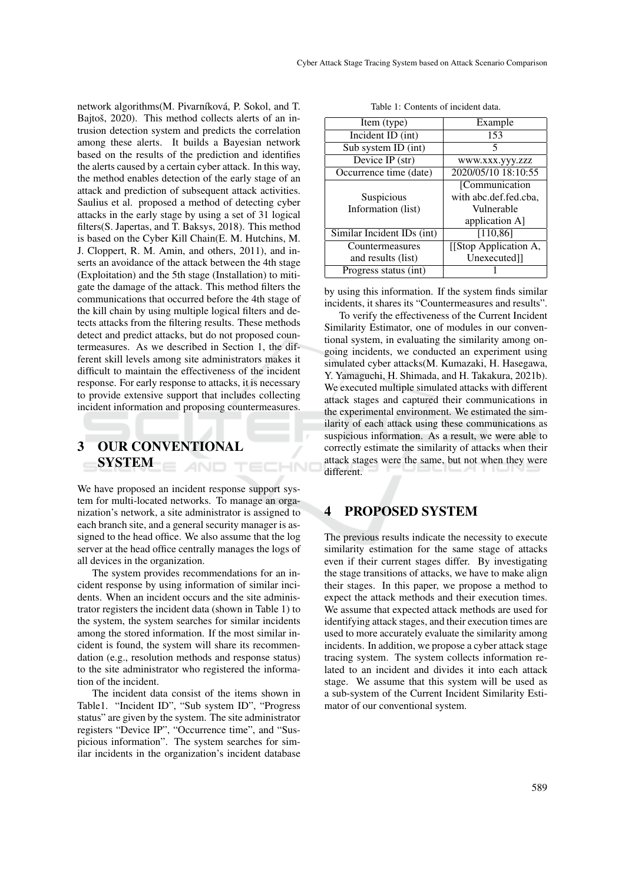network algorithms(M. Pivarníková, P. Sokol, and T. Bajtoš, 2020). This method collects alerts of an intrusion detection system and predicts the correlation among these alerts. It builds a Bayesian network based on the results of the prediction and identifies the alerts caused by a certain cyber attack. In this way, the method enables detection of the early stage of an attack and prediction of subsequent attack activities. Saulius et al. proposed a method of detecting cyber attacks in the early stage by using a set of 31 logical filters(S. Japertas, and T. Baksys, 2018). This method is based on the Cyber Kill Chain(E. M. Hutchins, M. J. Cloppert, R. M. Amin, and others, 2011), and inserts an avoidance of the attack between the 4th stage (Exploitation) and the 5th stage (Installation) to mitigate the damage of the attack. This method filters the communications that occurred before the 4th stage of the kill chain by using multiple logical filters and detects attacks from the filtering results. These methods detect and predict attacks, but do not proposed countermeasures. As we described in Section 1, the different skill levels among site administrators makes it difficult to maintain the effectiveness of the incident response. For early response to attacks, it is necessary to provide extensive support that includes collecting incident information and proposing countermeasures.

## 3 OUR CONVENTIONAL SYSTEM

We have proposed an incident response support system for multi-located networks. To manage an organization's network, a site administrator is assigned to each branch site, and a general security manager is assigned to the head office. We also assume that the log server at the head office centrally manages the logs of all devices in the organization.

The system provides recommendations for an incident response by using information of similar incidents. When an incident occurs and the site administrator registers the incident data (shown in Table 1) to the system, the system searches for similar incidents among the stored information. If the most similar incident is found, the system will share its recommendation (e.g., resolution methods and response status) to the site administrator who registered the information of the incident.

The incident data consist of the items shown in Table1. "Incident ID", "Sub system ID", "Progress status" are given by the system. The site administrator registers "Device IP", "Occurrence time", and "Suspicious information". The system searches for similar incidents in the organization's incident database by using this information. If the system finds similar incidents, it shares its "Countermeasures and results".

Table 1: Contents of incident data.

| Item (type) | Example |
|---|---|
| Incident ID (int) | 153 |
| Sub system ID (int) | 5 |
| Device IP (str) | www.xxx.yyy.zzz |
| Occurrence time (date) | 2020/05/10 18:10:55 |
| Suspicious Information (list) | [Communication with abc.def.fed.cba, Vulnerable application A] |
| Similar Incident IDs (int) | [110,86] |
| Countermeasures and results (list) | [[Stop Application A, Unexecuted]] |
| Progress status (int) | 1 |

To verify the effectiveness of the Current Incident Similarity Estimator, one of modules in our conventional system, in evaluating the similarity among ongoing incidents, we conducted an experiment using simulated cyber attacks(M. Kumazaki, H. Hasegawa, Y. Yamaguchi, H. Shimada, and H. Takakura, 2021b). We executed multiple simulated attacks with different attack stages and captured their communications in the experimental environment. We estimated the similarity of each attack using these communications as suspicious information. As a result, we were able to correctly estimate the similarity of attacks when their attack stages were the same, but not when they were different.

## 4 PROPOSED SYSTEM

The previous results indicate the necessity to execute similarity estimation for the same stage of attacks even if their current stages differ. By investigating the stage transitions of attacks, we have to make align their stages. In this paper, we propose a method to expect the attack methods and their execution times. We assume that expected attack methods are used for identifying attack stages, and their execution times are used to more accurately evaluate the similarity among incidents. In addition, we propose a cyber attack stage tracing system. The system collects information related to an incident and divides it into each attack stage. We assume that this system will be used as a sub-system of the Current Incident Similarity Estimator of our conventional system.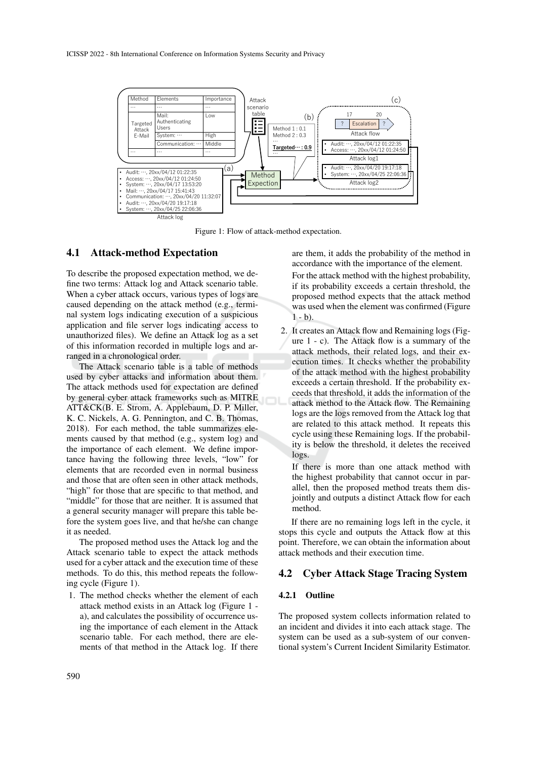Figure 1: Flow of attack-method expectation.

### 4.1 Attack-method Expectation

To describe the proposed expectation method, we define two terms: Attack log and Attack scenario table. When a cyber attack occurs, various types of logs are caused depending on the attack method (e.g., terminal system logs indicating execution of a suspicious application and file server logs indicating access to unauthorized files). We define an Attack log as a set of this information recorded in multiple logs and arranged in a chronological order.

The Attack scenario table is a table of methods used by cyber attacks and information about them. The attack methods used for expectation are defined by general cyber attack frameworks such as MITRE ATT&CK(B. E. Strom, A. Applebaum, D. P. Miller, K. C. Nickels, A. G. Pennington, and C. B. Thomas, 2018). For each method, the table summarizes elements caused by that method (e.g., system log) and the importance of each element. We define importance having the following three levels, "low" for elements that are recorded even in normal business and those that are often seen in other attack methods, "high" for those that are specific to that method, and "middle" for those that are neither. It is assumed that a general security manager will prepare this table before the system goes live, and that he/she can change it as needed.

The proposed method uses the Attack log and the Attack scenario table to expect the attack methods used for a cyber attack and the execution time of these methods. To do this, this method repeats the following cycle (Figure 1).

1. The method checks whether the element of each attack method exists in an Attack log (Figure 1 - a), and calculates the possibility of occurrence using the importance of each element in the Attack scenario table. For each method, there are elements of that method in the Attack log. If there are them, it adds the probability of the method in accordance with the importance of the element.

   For the attack method with the highest probability, if its probability exceeds a certain threshold, the proposed method expects that the attack method was used when the element was confirmed (Figure 1 - b).

2. It creates an Attack flow and Remaining logs (Figure 1 - c). The Attack flow is a summary of the attack methods, their related logs, and their execution times. It checks whether the probability of the attack method with the highest probability exceeds a certain threshold. If the probability exceeds that threshold, it adds the information of the attack method to the Attack flow. The Remaining logs are the logs removed from the Attack log that are related to this attack method. It repeats this cycle using these Remaining logs. If the probability is below the threshold, it deletes the received logs.

   If there is more than one attack method with the highest probability that cannot occur in parallel, then the proposed method treats them disjointly and outputs a distinct Attack flow for each method.

If there are no remaining logs left in the cycle, it stops this cycle and outputs the Attack flow at this point. Therefore, we can obtain the information about attack methods and their execution time.

### 4.2 Cyber Attack Stage Tracing System

#### 4.2.1 Outline

The proposed system collects information related to an incident and divides it into each attack stage. The system can be used as a sub-system of our conventional system's Current Incident Similarity Estimator.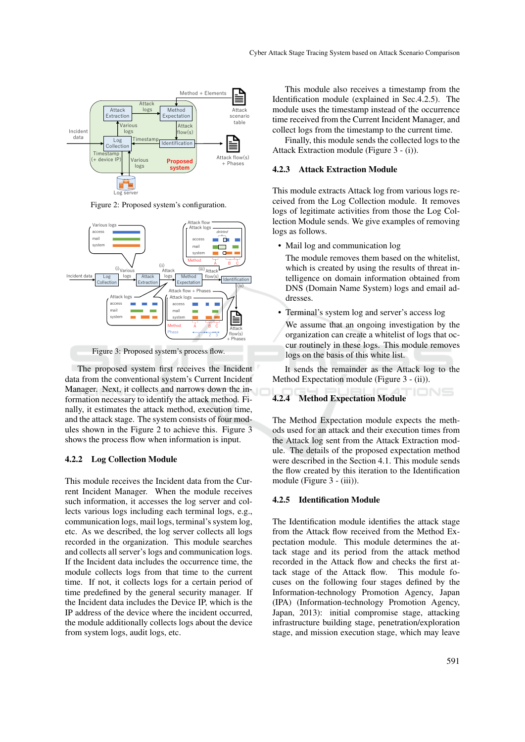Figure 2: Proposed system's configuration.

Figure 3: Proposed system's process flow.

The proposed system first receives the Incident data from the conventional system's Current Incident Manager. Next, it collects and narrows down the information necessary to identify the attack method. Finally, it estimates the attack method, execution time, and the attack stage. The system consists of four modules shown in the Figure 2 to achieve this. Figure 3 shows the process flow when information is input.

### 4.2.2 Log Collection Module

This module receives the Incident data from the Current Incident Manager. When the module receives such information, it accesses the log server and collects various logs including each terminal logs, e.g., communication logs, mail logs, terminal's system log, etc. As we described, the log server collects all logs recorded in the organization. This module searches and collects all server's logs and communication logs. If the Incident data includes the occurrence time, the module collects logs from that time to the current time. If not, it collects logs for a certain period of time predefined by the general security manager. If the Incident data includes the Device IP, which is the IP address of the device where the incident occurred, the module additionally collects logs about the device from system logs, audit logs, etc.

This module also receives a timestamp from the Identification module (explained in Sec.4.2.5). The module uses the timestamp instead of the occurrence time received from the Current Incident Manager, and collect logs from the timestamp to the current time.

Finally, this module sends the collected logs to the Attack Extraction module (Figure 3 - (i)).

### 4.2.3 Attack Extraction Module

This module extracts Attack log from various logs received from the Log Collection module. It removes logs of legitimate activities from those the Log Collection Module sends. We give examples of removing logs as follows.

- Mail log and communication log

  The module removes them based on the whitelist, which is created by using the results of threat intelligence on domain information obtained from DNS (Domain Name System) logs and email addresses.

- Terminal's system log and server's access log

  We assume that an ongoing investigation by the organization can create a whitelist of logs that occur routinely in these logs. This module removes logs on the basis of this white list.

It sends the remainder as the Attack log to the Method Expectation module (Figure 3 - (ii)).

### 4.2.4 Method Expectation Module

The Method Expectation module expects the methods used for an attack and their execution times from the Attack log sent from the Attack Extraction module. The details of the proposed expectation method were described in the Section 4.1. This module sends the flow created by this iteration to the Identification module (Figure 3 - (iii)).

### 4.2.5 Identification Module

The Identification module identifies the attack stage from the Attack flow received from the Method Expectation module. This module determines the attack stage and its period from the attack method recorded in the Attack flow and checks the first attack stage of the Attack flow. This module focuses on the following four stages defined by the Information-technology Promotion Agency, Japan (IPA) (Information-technology Promotion Agency, Japan, 2013): initial compromise stage, attacking infrastructure building stage, penetration/exploration stage, and mission execution stage, which may leave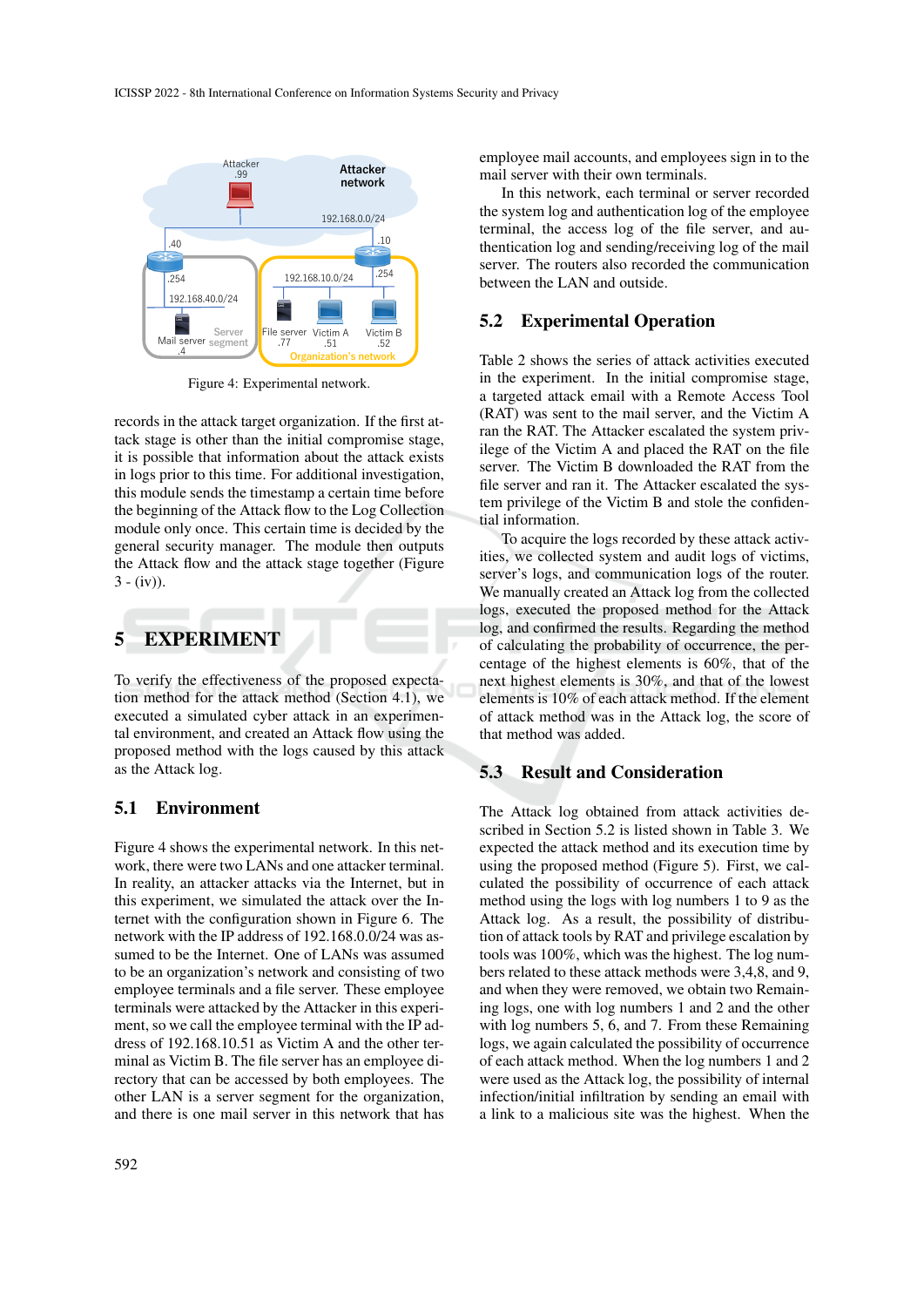Figure 4: Experimental network.

records in the attack target organization. If the first attack stage is other than the initial compromise stage, it is possible that information about the attack exists in logs prior to this time. For additional investigation, this module sends the timestamp a certain time before the beginning of the Attack flow to the Log Collection module only once. This certain time is decided by the general security manager. The module then outputs the Attack flow and the attack stage together (Figure 3 - (iv)).

# 5 EXPERIMENT

To verify the effectiveness of the proposed expectation method for the attack method (Section 4.1), we executed a simulated cyber attack in an experimental environment, and created an Attack flow using the proposed method with the logs caused by this attack as the Attack log.

## 5.1 Environment

Figure 4 shows the experimental network. In this network, there were two LANs and one attacker terminal. In reality, an attacker attacks via the Internet, but in this experiment, we simulated the attack over the Internet with the configuration shown in Figure 6. The network with the IP address of 192.168.0.0/24 was assumed to be the Internet. One of LANs was assumed to be an organization's network and consisting of two employee terminals and a file server. These employee terminals were attacked by the Attacker in this experiment, so we call the employee terminal with the IP address of 192.168.10.51 as Victim A and the other terminal as Victim B. The file server has an employee directory that can be accessed by both employees. The other LAN is a server segment for the organization, and there is one mail server in this network that has employee mail accounts, and employees sign in to the mail server with their own terminals.

In this network, each terminal or server recorded the system log and authentication log of the employee terminal, the access log of the file server, and authentication log and sending/receiving log of the mail server. The routers also recorded the communication between the LAN and outside.

## 5.2 Experimental Operation

Table 2 shows the series of attack activities executed in the experiment. In the initial compromise stage, a targeted attack email with a Remote Access Tool (RAT) was sent to the mail server, and the Victim A ran the RAT. The Attacker escalated the system privilege of the Victim A and placed the RAT on the file server. The Victim B downloaded the RAT from the file server and ran it. The Attacker escalated the system privilege of the Victim B and stole the confidential information.

To acquire the logs recorded by these attack activities, we collected system and audit logs of victims, server's logs, and communication logs of the router. We manually created an Attack log from the collected logs, executed the proposed method for the Attack log, and confirmed the results. Regarding the method of calculating the probability of occurrence, the percentage of the highest elements is 60%, that of the next highest elements is 30%, and that of the lowest elements is 10% of each attack method. If the element of attack method was in the Attack log, the score of that method was added.

## 5.3 Result and Consideration

The Attack log obtained from attack activities described in Section 5.2 is listed shown in Table 3. We expected the attack method and its execution time by using the proposed method (Figure 5). First, we calculated the possibility of occurrence of each attack method using the logs with log numbers 1 to 9 as the Attack log. As a result, the possibility of distribution of attack tools by RAT and privilege escalation by tools was 100%, which was the highest. The log numbers related to these attack methods were 3,4,8, and 9, and when they were removed, we obtain two Remaining logs, one with log numbers 1 and 2 and the other with log numbers 5, 6, and 7. From these Remaining logs, we again calculated the possibility of occurrence of each attack method. When the log numbers 1 and 2 were used as the Attack log, the possibility of internal infection/initial infiltration by sending an email with a link to a malicious site was the highest. When the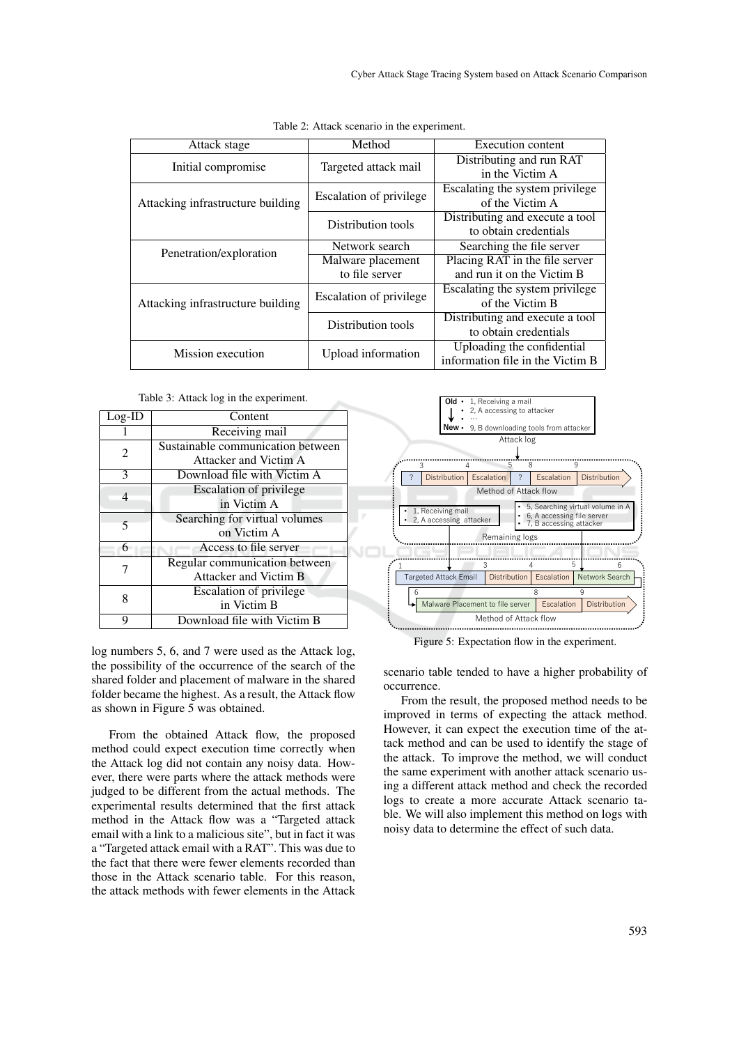Table 2: Attack scenario in the experiment.

| Attack stage | Method | Execution content |
|---|---|---|
| Initial compromise | Targeted attack mail | Distributing and run RAT in the Victim A |
| Attacking infrastructure building | Escalation of privilege | Escalating the system privilege of the Victim A |
| | Distribution tools | Distributing and execute a tool to obtain credentials |
| Penetration/exploration | Network search | Searching the file server |
| | Malware placement to file server | Placing RAT in the file server and run it on the Victim B |
| Attacking infrastructure building | Escalation of privilege | Escalating the system privilege of the Victim B |
| | Distribution tools | Distributing and execute a tool to obtain credentials |
| Mission execution | Upload information | Uploading the confidential information file in the Victim B |

Table 3: Attack log in the experiment.

| Log-ID | Content |
|---|---|
| 1 | Receiving mail |
| 2 | Sustainable communication between Attacker and Victim A |
| 3 | Download file with Victim A |
| 4 | Escalation of privilege in Victim A |
| 5 | Searching for virtual volumes on Victim A |
| 6 | Access to file server |
| 7 | Regular communication between Attacker and Victim B |
| 8 | Escalation of privilege in Victim B |
| 9 | Download file with Victim B |

log numbers 5, 6, and 7 were used as the Attack log, the possibility of the occurrence of the search of the shared folder and placement of malware in the shared folder became the highest. As a result, the Attack flow as shown in Figure 5 was obtained.

From the obtained Attack flow, the proposed method could expect execution time correctly when the Attack log did not contain any noisy data. However, there were parts where the attack methods were judged to be different from the actual methods. The experimental results determined that the first attack method in the Attack flow was a "Targeted attack email with a link to a malicious site", but in fact it was a "Targeted attack email with a RAT". This was due to the fact that there were fewer elements recorded than those in the Attack scenario table. For this reason, the attack methods with fewer elements in the Attack scenario table tended to have a higher probability of occurrence.

Figure 5: Expectation flow in the experiment.

From the result, the proposed method needs to be improved in terms of expecting the attack method. However, it can expect the execution time of the attack method and can be used to identify the stage of the attack. To improve the method, we will conduct the same experiment with another attack scenario using a different attack method and check the recorded logs to create a more accurate Attack scenario table. We will also implement this method on logs with noisy data to determine the effect of such data.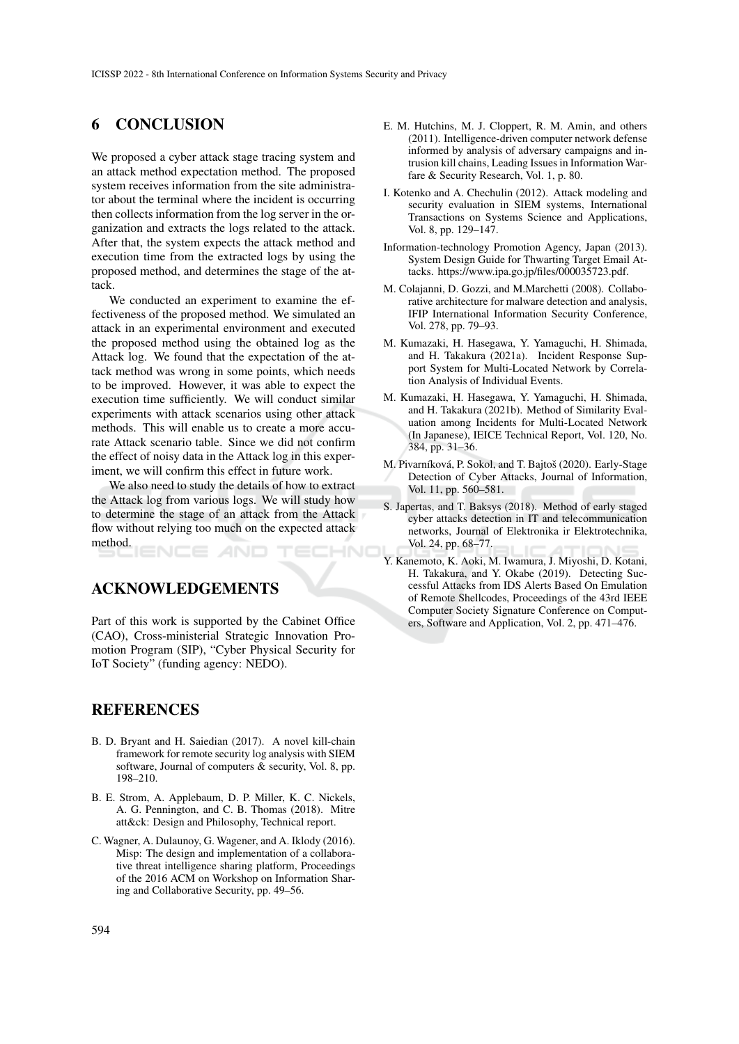## 6 CONCLUSION

We proposed a cyber attack stage tracing system and an attack method expectation method. The proposed system receives information from the site administrator about the terminal where the incident is occurring then collects information from the log server in the organization and extracts the logs related to the attack. After that, the system expects the attack method and execution time from the extracted logs by using the proposed method, and determines the stage of the attack.

We conducted an experiment to examine the effectiveness of the proposed method. We simulated an attack in an experimental environment and executed the proposed method using the obtained log as the Attack log. We found that the expectation of the attack method was wrong in some points, which needs to be improved. However, it was able to expect the execution time sufficiently. We will conduct similar experiments with attack scenarios using other attack methods. This will enable us to create a more accurate Attack scenario table. Since we did not confirm the effect of noisy data in the Attack log in this experiment, we will confirm this effect in future work.

We also need to study the details of how to extract the Attack log from various logs. We will study how to determine the stage of an attack from the Attack flow without relying too much on the expected attack method.

## ACKNOWLEDGEMENTS

Part of this work is supported by the Cabinet Office (CAO), Cross-ministerial Strategic Innovation Promotion Program (SIP), "Cyber Physical Security for IoT Society" (funding agency: NEDO).

## REFERENCES

B. D. Bryant and H. Saiedian (2017). A novel kill-chain framework for remote security log analysis with SIEM software, Journal of computers & security, Vol. 8, pp. 198–210.

B. E. Strom, A. Applebaum, D. P. Miller, K. C. Nickels, A. G. Pennington, and C. B. Thomas (2018). Mitre att&ck: Design and Philosophy, Technical report.

C. Wagner, A. Dulaunoy, G. Wagener, and A. Iklody (2016). Misp: The design and implementation of a collaborative threat intelligence sharing platform, Proceedings of the 2016 ACM on Workshop on Information Sharing and Collaborative Security, pp. 49–56.

E. M. Hutchins, M. J. Cloppert, R. M. Amin, and others (2011). Intelligence-driven computer network defense informed by analysis of adversary campaigns and intrusion kill chains, Leading Issues in Information Warfare & Security Research, Vol. 1, p. 80.

I. Kotenko and A. Chechulin (2012). Attack modeling and security evaluation in SIEM systems, International Transactions on Systems Science and Applications, Vol. 8, pp. 129–147.

Information-technology Promotion Agency, Japan (2013). System Design Guide for Thwarting Target Email Attacks. https://www.ipa.go.jp/files/000035723.pdf.

M. Colajanni, D. Gozzi, and M.Marchetti (2008). Collaborative architecture for malware detection and analysis, IFIP International Information Security Conference, Vol. 278, pp. 79–93.

M. Kumazaki, H. Hasegawa, Y. Yamaguchi, H. Shimada, and H. Takakura (2021a). Incident Response Support System for Multi-Located Network by Correlation Analysis of Individual Events.

M. Kumazaki, H. Hasegawa, Y. Yamaguchi, H. Shimada, and H. Takakura (2021b). Method of Similarity Evaluation among Incidents for Multi-Located Network (In Japanese), IEICE Technical Report, Vol. 120, No. 384, pp. 31–36.

M. Pivarníková, P. Sokol, and T. Bajtoš (2020). Early-Stage Detection of Cyber Attacks, Journal of Information, Vol. 11, pp. 560–581.

S. Japertas, and T. Baksys (2018). Method of early staged cyber attacks detection in IT and telecommunication networks, Journal of Elektronika ir Elektrotechnika, Vol. 24, pp. 68–77.

Y. Kanemoto, K. Aoki, M. Iwamura, J. Miyoshi, D. Kotani, H. Takakura, and Y. Okabe (2019). Detecting Successful Attacks from IDS Alerts Based On Emulation of Remote Shellcodes, Proceedings of the 43rd IEEE Computer Society Signature Conference on Computers, Software and Application, Vol. 2, pp. 471–476.